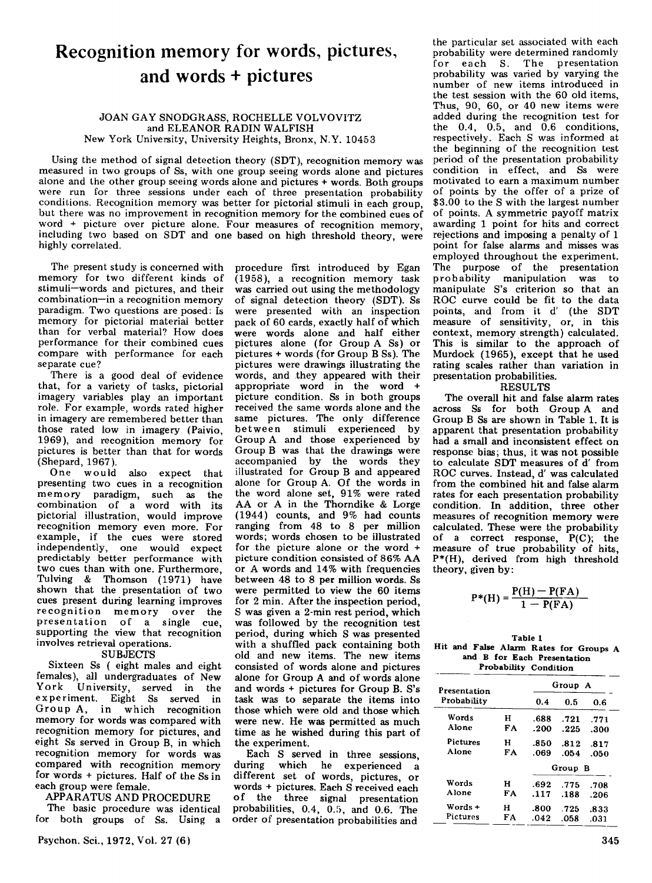# Recognition memory for words, pictures, and words + pictures

JOAN GAY SNODGRASS, ROCHELLE VOLVOVITZ and ELEANOR RADIN WALFISH
New York University, University Heights, Bronx, N.Y. 10453

Using the method of signal detection theory (SDT), recognition memory was measured in two groups of Ss, with one group seeing words alone and pictures alone and the other group seeing words alone and pictures + words. Both groups were run for three sessions under each of three presentation probability conditions. Recognition memory was better for pictorial stimuli in each group, but there was no improvement in recognition memory for the combined cues of word + picture over picture alone. Four measures of recognition memory, including two based on SDT and one based on high threshold theory, were highly correlated.

The present study is concerned with memory for two different kinds of stimuli—words and pictures, and their combination—in a recognition memory paradigm. Two questions are posed: Is memory for pictorial material better than for verbal material? How does performance for their combined cues compare with performance for each separate cue?

There is a good deal of evidence that, for a variety of tasks, pictorial imagery variables play an important role. For example, words rated higher in imagery are remembered better than those rated low in imagery (Paivio, 1969), and recognition memory for pictures is better than that for words (Shepard, 1967).

One would also expect that presenting two cues in a recognition memory paradigm, such as the combination of a word with its pictorial illustration, would improve recognition memory even more. For example, if the cues were stored independently, one would expect predictably better performance with two cues than with one. Furthermore, Tulving & Thomson (1971) have shown that the presentation of two cues present during learning improves recognition memory over the presentation of a single cue, supporting the view that recognition involves retrieval operations.

## SUBJECTS

Sixteen Ss (eight males and eight females), all undergraduates of New York University, served in the experiment. Eight Ss served in Group A, in which recognition memory for words was compared with recognition memory for pictures, and eight Ss served in Group B, in which recognition memory for words was compared with recognition memory for words + pictures. Half of the Ss in each group were female.

## APPARATUS AND PROCEDURE

The basic procedure was identical for both groups of Ss. Using a procedure first introduced by Egan (1958), a recognition memory task was carried out using the methodology of signal detection theory (SDT). Ss were presented with an inspection pack of 60 cards, exactly half of which were words alone and half either pictures alone (for Group A Ss) or pictures + words (for Group B Ss). The pictures were drawings illustrating the words, and they appeared with their appropriate word in the word + picture condition. Ss in both groups received the same words alone and the same pictures. The only difference between stimuli experienced by Group A and those experienced by Group B was that the drawings were accompanied by the words they illustrated for Group B and appeared alone for Group A. Of the words in the word alone set, 91% were rated AA or A in the Thorndike & Lorge (1944) counts, and 9% had counts ranging from 48 to 8 per million words; words chosen to be illustrated for the picture alone or the word + picture condition consisted of 86% AA or A words and 14% with frequencies between 48 to 8 per million words. Ss were permitted to view the 60 items for 2 min. After the inspection period, S was given a 2-min rest period, which was followed by the recognition test period, during which S was presented with a shuffled pack containing both old and new items. The new items consisted of words alone and pictures alone for Group A and of words alone and words + pictures for Group B. S's task was to separate the items into those which were old and those which were new. He was permitted as much time as he wished during this part of the experiment.

Each S served in three sessions, during which he experienced a different set of words, pictures, or words + pictures. Each S received each of the three signal presentation probabilities, 0.4, 0.5, and 0.6. The order of presentation probabilities and the particular set associated with each probability were determined randomly for each S. The presentation probability was varied by varying the number of new items introduced in the test session with the 60 old items. Thus, 90, 60, or 40 new items were added during the recognition test for the 0.4, 0.5, and 0.6 conditions, respectively. Each S was informed at the beginning of the recognition test period of the presentation probability condition in effect, and Ss were motivated to earn a maximum number of points by the offer of a prize of $3.00 to the S with the largest number of points. A symmetric payoff matrix awarding 1 point for hits and correct rejections and imposing a penalty of 1 point for false alarms and misses was employed throughout the experiment. The purpose of the presentation probability manipulation was to manipulate S's criterion so that an ROC curve could be fit to the data points, and from it d' (the SDT measure of sensitivity, or, in this context, memory strength) calculated. This is similar to the approach of Murdock (1965), except that he used rating scales rather than variation in presentation probabilities.

## RESULTS

The overall hit and false alarm rates across Ss for both Group A and Group B Ss are shown in Table 1. It is apparent that presentation probability had a small and inconsistent effect on response bias; thus, it was not possible to calculate SDT measures of d' from ROC curves. Instead, d' was calculated from the combined hit and false alarm rates for each presentation probability condition. In addition, three other measures of recognition memory were calculated. These were the probability of a correct response, P(C); the measure of true probability of hits, P*(H), derived from high threshold theory, given by:

$$P^*(H) = \frac{P(H) - P(FA)}{1 - P(FA)}$$

**Table 1**
**Hit and False Alarm Rates for Groups A and B for Each Presentation Probability Condition**

| Presentation Probability | | 0.4 | 0.5 | 0.6 |
|---|---|---|---|---|
| | | **Group A** | | |
| Words Alone | H | .688 | .721 | .771 |
| | FA | .200 | .225 | .300 |
| Pictures Alone | H | .850 | .812 | .817 |
| | FA | .069 | .054 | .050 |
| | | **Group B** | | |
| Words Alone | H | .692 | .775 | .708 |
| | FA | .117 | .188 | .206 |
| Words + Pictures | H | .800 | .725 | .833 |
| | FA | .042 | .058 | .031 |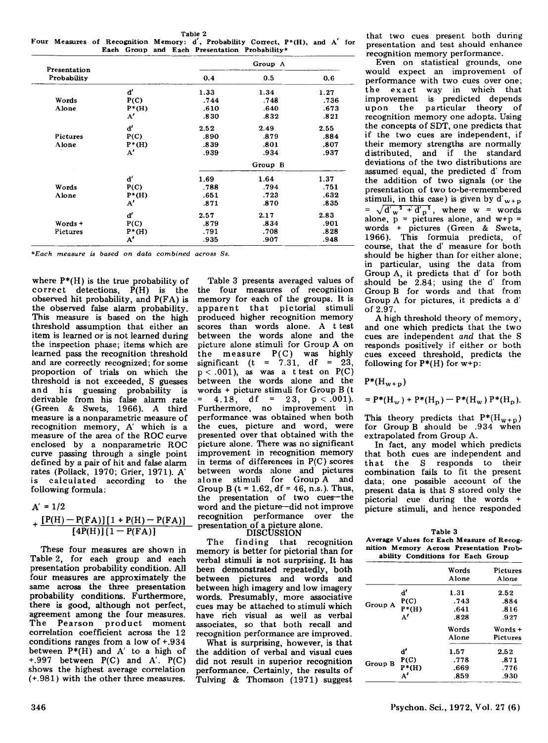Table 2
Four Measures of Recognition Memory: d', Probability Correct, P*(H), and A' for Each Group and Each Presentation Probability*

| Presentation Probability | | Group A | | |
|---|---|---|---|---|
| | | 0.4 | 0.5 | 0.6 |
| Words Alone | d' | 1.33 | 1.34 | 1.27 |
| | P(C) | .744 | .748 | .736 |
| | P*(H) | .610 | .640 | .673 |
| | A' | .830 | .832 | .821 |
| Pictures Alone | d' | 2.52 | 2.49 | 2.55 |
| | P(C) | .890 | .879 | .884 |
| | P*(H) | .839 | .801 | .807 |
| | A' | .939 | .934 | .937 |
| | | Group B | | |
| Words Alone | d' | 1.69 | 1.64 | 1.37 |
| | P(C) | .788 | .794 | .751 |
| | P*(H) | .651 | .723 | .632 |
| | A' | .871 | .870 | .835 |
| Words + Pictures | d' | 2.57 | 2.17 | 2.83 |
| | P(C) | .879 | .834 | .901 |
| | P*(H) | .791 | .708 | .828 |
| | A' | .935 | .907 | .948 |

*Each measure is based on data combined across Ss.

where P*(H) is the true probability of correct detections, P(H) is the observed hit probability, and P(FA) is the observed false alarm probability. This measure is based on the high threshold assumption that either an item is learned or is not learned during the inspection phase; items which are learned pass the recognition threshold and are correctly recognized; for some proportion of trials on which the threshold is not exceeded, S guesses and his guessing probability is derivable from his false alarm rate (Green & Swets, 1966). A third measure is a nonparametric measure of recognition memory, A' which is a measure of the area of the ROC curve enclosed by a nonparametric ROC curve passing through a single point defined by a pair of hit and false alarm rates (Pollack, 1970; Grier, 1971). A' is calculated according to the following formula:

$$A' = 1/2 + \frac{[P(H) - P(FA)][1 + P(H) - P(FA)]}{[4P(H)][1 - P(FA)]}$$

These four measures are shown in Table 2, for each group and each presentation probability condition. All four measures are approximately the same across the three presentation probability conditions. Furthermore, there is good, although not perfect, agreement among the four measures. The Pearson product moment correlation coefficient across the 12 conditions ranges from a low of +.934 between P*(H) and A' to a high of +.997 between P(C) and A'. P(C) shows the highest average correlation (+.981) with the other three measures.

Table 3 presents averaged values of the four measures of recognition memory for each of the groups. It is apparent that pictorial stimuli produced higher recognition memory scores than words alone. A t test between the words alone and the picture alone stimuli for Group A on the measure P(C) was highly significant ($t = 7.31$, $df = 23$, $p < .001$), as was a t test on P(C) between the words alone and the words + picture stimuli for Group B ($t = 4.18$, $df = 23$, $p < .001$). Furthermore, no improvement in performance was obtained when both the cues, picture and word, were presented over that obtained with the picture alone. There was no significant improvement in recognition memory in terms of differences in P(C) scores between words alone and pictures alone stimuli for Group A and Group B ($t = 1.62$, $df = 46$, n.s.). Thus, the presentation of two cues—the word and the picture—did not improve recognition performance over the presentation of a picture alone.

## DISCUSSION

The finding that recognition memory is better for pictorial than for verbal stimuli is not surprising. It has been demonstrated repeatedly, both between pictures and words and between high imagery and low imagery words. Presumably, more associative cues may be attached to stimuli which have rich visual as well as verbal associates, so that both recall and recognition performance are improved.

What is surprising, however, is that the addition of verbal and visual cues did not result in superior recognition performance. Certainly, the results of Tulving & Thomson (1971) suggest that two cues present both during presentation and test should enhance recognition memory performance.

Even on statistical grounds, one would expect an improvement of performance with two cues over one; the exact way in which that improvement is predicted depends upon the particular theory of recognition memory one adopts. Using the concepts of SDT, one predicts that if the two cues are independent, if their memory strengths are normally distributed, and if the standard deviations of the two distributions are assumed equal, the predicted d' from the addition of two signals (or the presentation of two to-be-remembered stimuli, in this case) is given by $d'_{w+p} = \sqrt{d'^2_w + d'^2_p}$, where w = words alone, p = pictures alone, and w+p = words + pictures (Green & Swets, 1966). This formula predicts, of course, that the d' measure for both should be higher than for either alone; in particular, using the data from Group A, it predicts that d' for both should be 2.84; using the d' from Group B for words and that from Group A for pictures, it predicts a d' of 2.97.

A high threshold theory of memory, and one which predicts that the two cues are independent *and* that the S responds positively if either or both cues exceed threshold, predicts the following for P*(H) for w+p:

$$P^*(H_{w+p}) = P^*(H_w) + P^*(H_p) - P^*(H_w)\,P^*(H_p).$$

This theory predicts that $P^*(H_{w+p})$ for Group B should be .934 when extrapolated from Group A.

In fact, any model which predicts that both cues are independent and that the S responds to their combination fails to fit the present data; one possible account of the present data is that S stored only the pictorial cue during the words + picture stimuli, and hence responded

Table 3
Average Values for Each Measure of Recognition Memory Across Presentation Probability Conditions for Each Group

| | | Words Alone | Pictures Alone |
|---|---|---|---|
| Group A | d' | 1.31 | 2.52 |
| | P(C) | .743 | .884 |
| | P*(H) | .641 | .816 |
| | A' | .828 | .927 |
| | | Words Alone | Words + Pictures |
| Group B | d' | 1.57 | 2.52 |
| | P(C) | .778 | .871 |
| | P*(H) | .669 | .776 |
| | A' | .859 | .930 |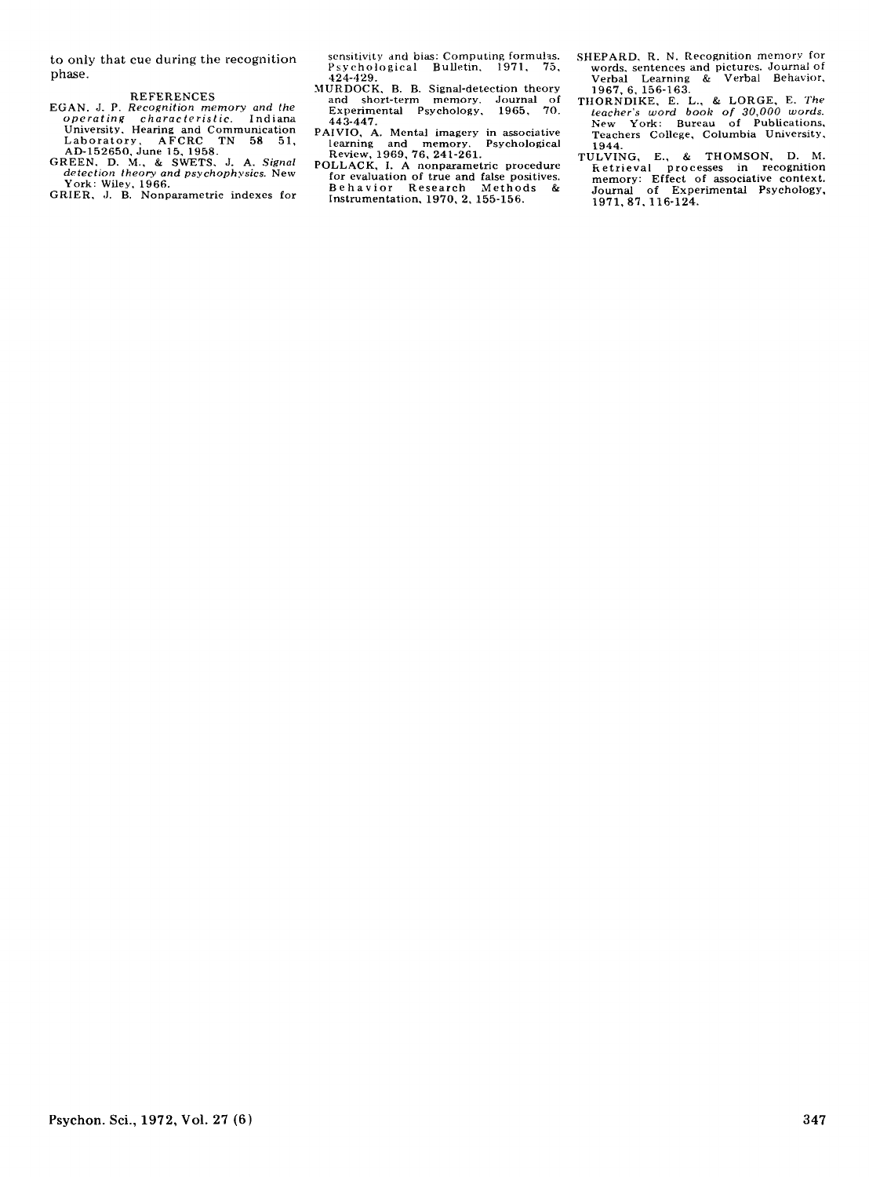to only that cue during the recognition phase.

## REFERENCES

EGAN, J. P. *Recognition memory and the operating characteristic.* Indiana University, Hearing and Communication Laboratory, AFCRC TN 58 51, AD-152650, June 15, 1958.

GREEN, D. M., & SWETS, J. A. *Signal detection theory and psychophysics.* New York: Wiley, 1966.

GRIER, J. B. Nonparametric indexes for sensitivity and bias: Computing formulas. Psychological Bulletin, 1971, 75, 424-429.

MURDOCK, B. B. Signal-detection theory and short-term memory. Journal of Experimental Psychology, 1965, 70, 443-447.

PAIVIO, A. Mental imagery in associative learning and memory. Psychological Review, 1969, 76, 241-261.

POLLACK, I. A nonparametric procedure for evaluation of true and false positives. Behavior Research Methods & Instrumentation, 1970, 2, 155-156.

SHEPARD, R. N. Recognition memory for words, sentences and pictures. Journal of Verbal Learning & Verbal Behavior, 1967, 6, 156-163.

THORNDIKE, E. L., & LORGE, E. *The teacher's word book of 30,000 words.* New York: Bureau of Publications, Teachers College, Columbia University, 1944.

TULVING, E., & THOMSON, D. M. Retrieval processes in recognition memory: Effect of associative context. Journal of Experimental Psychology, 1971, 87, 116-124.